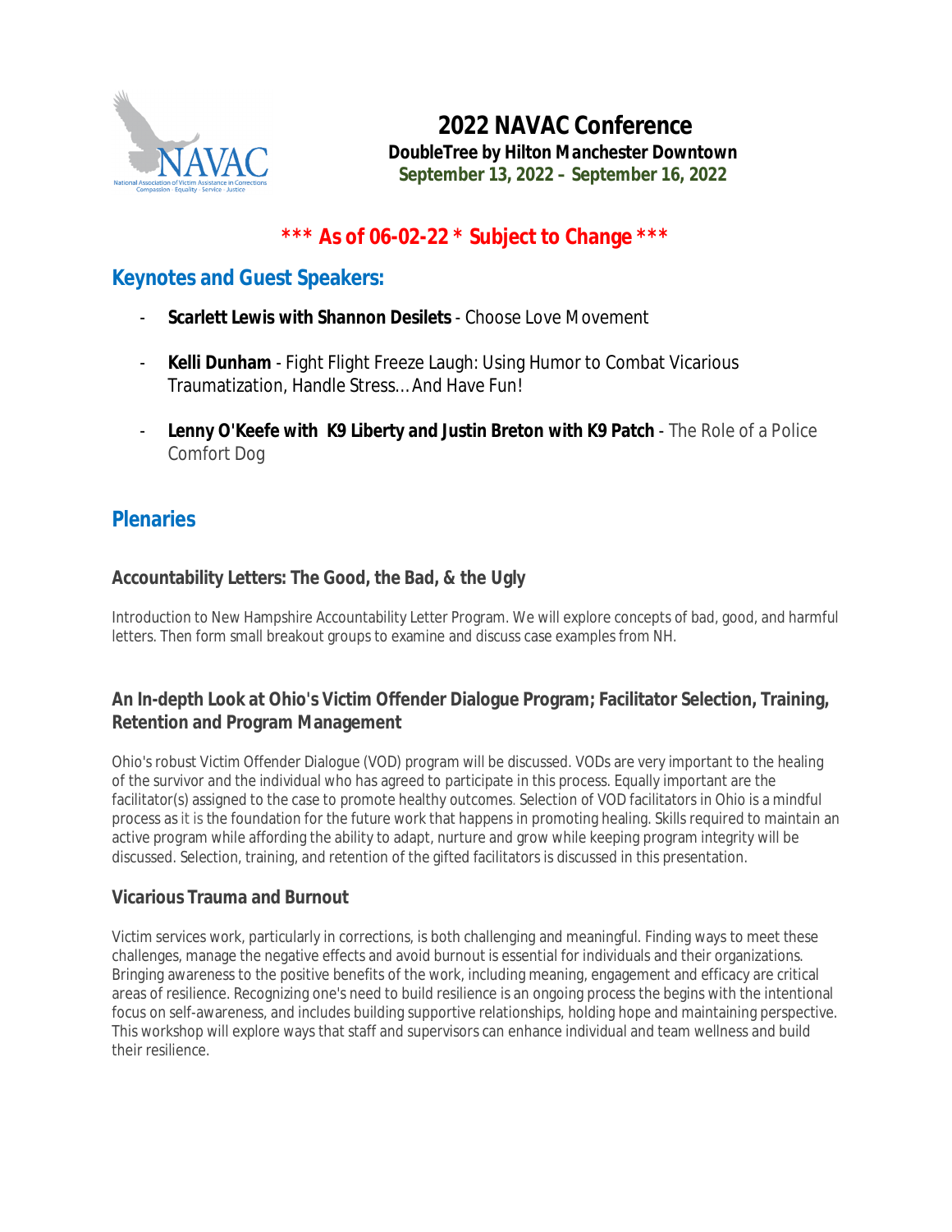# 2022 NAVAC Conference

**DoubleTree by Hilton Manchester Downtown**

**September 13, 2022 – September 16, 2022**

**\*\*\* As of 06-02-22 * Subject to Change \*\*\***

## Keynotes and Guest Speakers:

- **Scarlett Lewis with Shannon Desilets** - Choose Love Movement
- **Kelli Dunham** - Fight Flight Freeze Laugh: Using Humor to Combat Vicarious Traumatization, Handle Stress…And Have Fun!
- **Lenny O'Keefe with K9 Liberty and Justin Breton with K9 Patch** - The Role of a Police Comfort Dog

## Plenaries

### Accountability Letters: The Good, the Bad, & the Ugly

Introduction to New Hampshire Accountability Letter Program. We will explore concepts of bad, good, and harmful letters. Then form small breakout groups to examine and discuss case examples from NH.

### An In-depth Look at Ohio's Victim Offender Dialogue Program; Facilitator Selection, Training, Retention and Program Management

Ohio's robust Victim Offender Dialogue (VOD) program will be discussed. VODs are very important to the healing of the survivor and the individual who has agreed to participate in this process. Equally important are the facilitator(s) assigned to the case to promote healthy outcomes. Selection of VOD facilitators in Ohio is a mindful process as it is the foundation for the future work that happens in promoting healing. Skills required to maintain an active program while affording the ability to adapt, nurture and grow while keeping program integrity will be discussed. Selection, training, and retention of the gifted facilitators is discussed in this presentation.

### Vicarious Trauma and Burnout

Victim services work, particularly in corrections, is both challenging and meaningful. Finding ways to meet these challenges, manage the negative effects and avoid burnout is essential for individuals and their organizations. Bringing awareness to the positive benefits of the work, including meaning, engagement and efficacy are critical areas of resilience. Recognizing one's need to build resilience is an ongoing process the begins with the intentional focus on self-awareness, and includes building supportive relationships, holding hope and maintaining perspective. This workshop will explore ways that staff and supervisors can enhance individual and team wellness and build their resilience.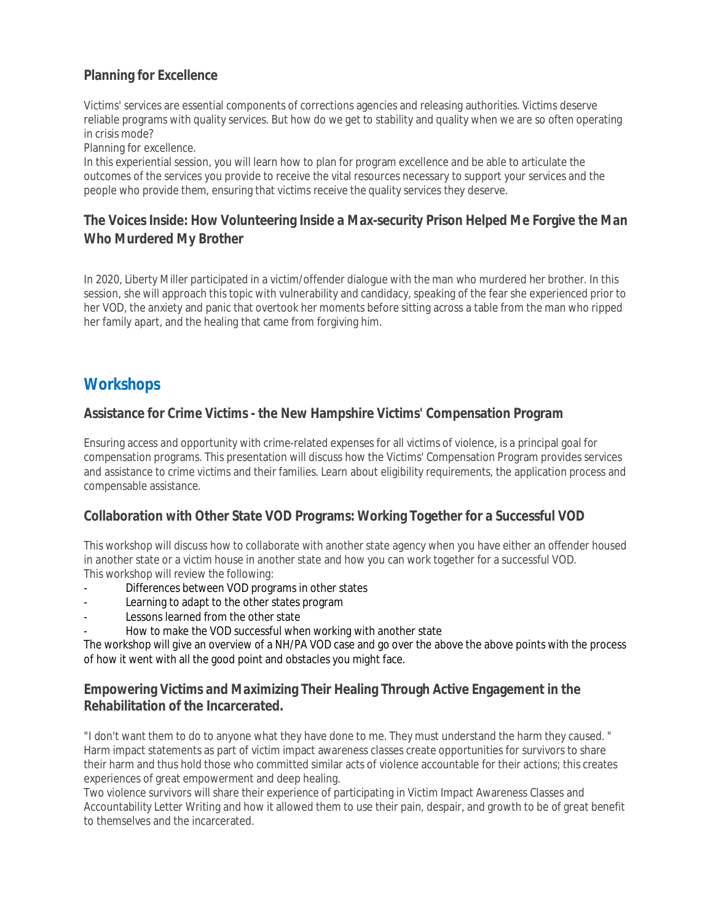### Planning for Excellence

Victims' services are essential components of corrections agencies and releasing authorities. Victims deserve reliable programs with quality services. But how do we get to stability and quality when we are so often operating in crisis mode?

Planning for excellence.

In this experiential session, you will learn how to plan for program excellence and be able to articulate the outcomes of the services you provide to receive the vital resources necessary to support your services and the people who provide them, ensuring that victims receive the quality services they deserve.

### The Voices Inside: How Volunteering Inside a Max-security Prison Helped Me Forgive the Man Who Murdered My Brother

In 2020, Liberty Miller participated in a victim/offender dialogue with the man who murdered her brother. In this session, she will approach this topic with vulnerability and candidacy, speaking of the fear she experienced prior to her VOD, the anxiety and panic that overtook her moments before sitting across a table from the man who ripped her family apart, and the healing that came from forgiving him.

## Workshops

### Assistance for Crime Victims - the New Hampshire Victims' Compensation Program

Ensuring access and opportunity with crime-related expenses for all victims of violence, is a principal goal for compensation programs. This presentation will discuss how the Victims' Compensation Program provides services and assistance to crime victims and their families. Learn about eligibility requirements, the application process and compensable assistance.

### Collaboration with Other State VOD Programs: Working Together for a Successful VOD

This workshop will discuss how to collaborate with another state agency when you have either an offender housed in another state or a victim house in another state and how you can work together for a successful VOD.

This workshop will review the following:

- Differences between VOD programs in other states
- Learning to adapt to the other states program
- Lessons learned from the other state
- How to make the VOD successful when working with another state

The workshop will give an overview of a NH/PA VOD case and go over the above the above points with the process of how it went with all the good point and obstacles you might face.

### Empowering Victims and Maximizing Their Healing Through Active Engagement in the Rehabilitation of the Incarcerated.

"I don't want them to do to anyone what they have done to me. They must understand the harm they caused. "

Harm impact statements as part of victim impact awareness classes create opportunities for survivors to share their harm and thus hold those who committed similar acts of violence accountable for their actions; this creates experiences of great empowerment and deep healing.

Two violence survivors will share their experience of participating in Victim Impact Awareness Classes and Accountability Letter Writing and how it allowed them to use their pain, despair, and growth to be of great benefit to themselves and the incarcerated.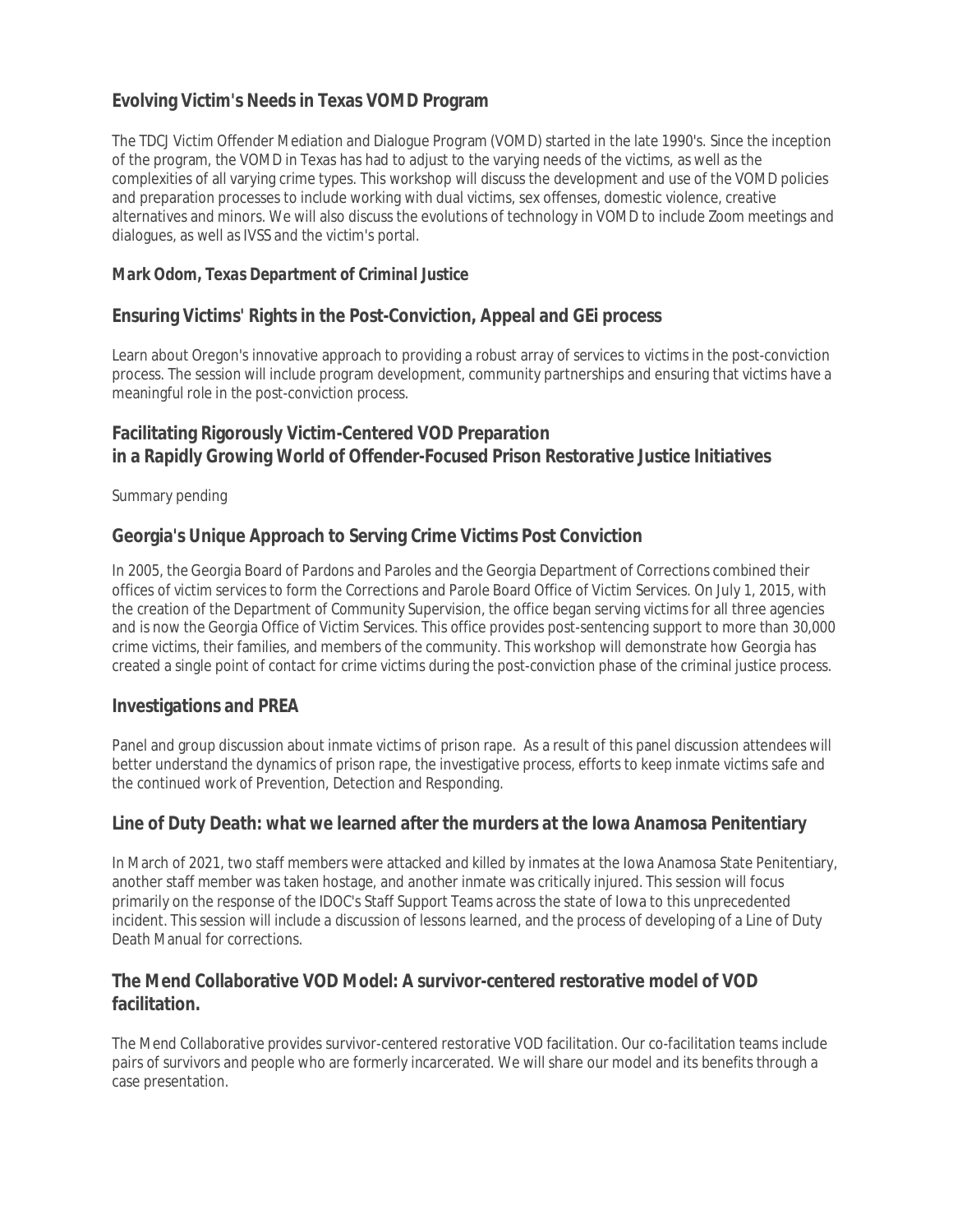## Evolving Victim's Needs in Texas VOMD Program

The TDCJ Victim Offender Mediation and Dialogue Program (VOMD) started in the late 1990's. Since the inception of the program, the VOMD in Texas has had to adjust to the varying needs of the victims, as well as the complexities of all varying crime types. This workshop will discuss the development and use of the VOMD policies and preparation processes to include working with dual victims, sex offenses, domestic violence, creative alternatives and minors. We will also discuss the evolutions of technology in VOMD to include Zoom meetings and dialogues, as well as IVSS and the victim's portal.

***Mark Odom, Texas Department of Criminal Justice***

## Ensuring Victims' Rights in the Post-Conviction, Appeal and GEi process

Learn about Oregon's innovative approach to providing a robust array of services to victims in the post-conviction process. The session will include program development, community partnerships and ensuring that victims have a meaningful role in the post-conviction process.

## Facilitating Rigorously Victim-Centered VOD Preparation in a Rapidly Growing World of Offender-Focused Prison Restorative Justice Initiatives

Summary pending

## Georgia's Unique Approach to Serving Crime Victims Post Conviction

In 2005, the Georgia Board of Pardons and Paroles and the Georgia Department of Corrections combined their offices of victim services to form the Corrections and Parole Board Office of Victim Services. On July 1, 2015, with the creation of the Department of Community Supervision, the office began serving victims for all three agencies and is now the Georgia Office of Victim Services. This office provides post-sentencing support to more than 30,000 crime victims, their families, and members of the community. This workshop will demonstrate how Georgia has created a single point of contact for crime victims during the post-conviction phase of the criminal justice process.

## Investigations and PREA

Panel and group discussion about inmate victims of prison rape. As a result of this panel discussion attendees will better understand the dynamics of prison rape, the investigative process, efforts to keep inmate victims safe and the continued work of Prevention, Detection and Responding.

## Line of Duty Death: what we learned after the murders at the Iowa Anamosa Penitentiary

In March of 2021, two staff members were attacked and killed by inmates at the Iowa Anamosa State Penitentiary, another staff member was taken hostage, and another inmate was critically injured. This session will focus primarily on the response of the IDOC's Staff Support Teams across the state of Iowa to this unprecedented incident. This session will include a discussion of lessons learned, and the process of developing of a Line of Duty Death Manual for corrections.

## The Mend Collaborative VOD Model: A survivor-centered restorative model of VOD facilitation.

The Mend Collaborative provides survivor-centered restorative VOD facilitation. Our co-facilitation teams include pairs of survivors and people who are formerly incarcerated. We will share our model and its benefits through a case presentation.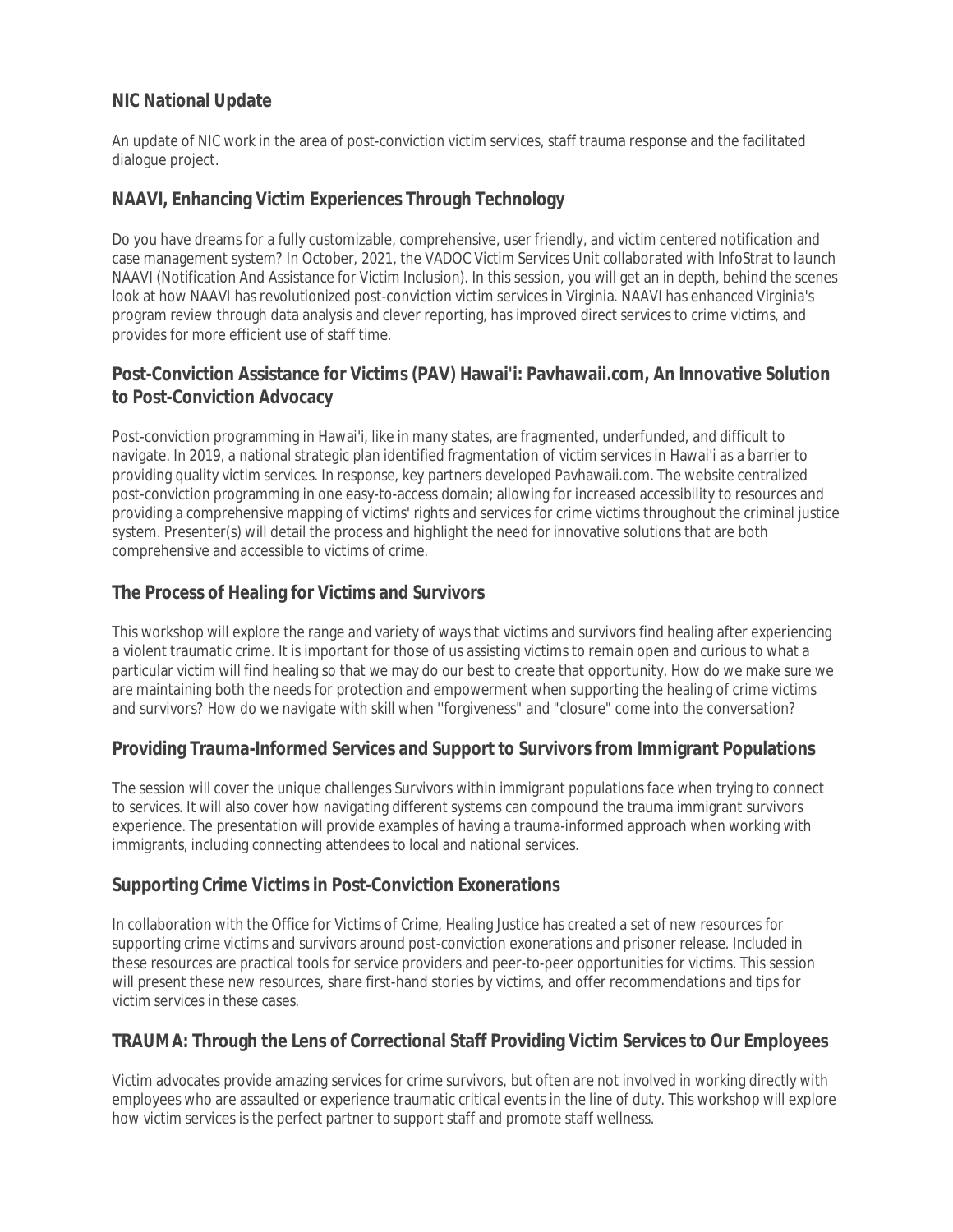## NIC National Update

An update of NIC work in the area of post-conviction victim services, staff trauma response and the facilitated dialogue project.

## NAAVI, Enhancing Victim Experiences Through Technology

Do you have dreams for a fully customizable, comprehensive, user friendly, and victim centered notification and case management system? In October, 2021, the VADOC Victim Services Unit collaborated with InfoStrat to launch NAAVI (Notification And Assistance for Victim Inclusion). In this session, you will get an in depth, behind the scenes look at how NAAVI has revolutionized post-conviction victim services in Virginia. NAAVI has enhanced Virginia's program review through data analysis and clever reporting, has improved direct services to crime victims, and provides for more efficient use of staff time.

## Post-Conviction Assistance for Victims (PAV) Hawai'i: Pavhawaii.com, An Innovative Solution to Post-Conviction Advocacy

Post-conviction programming in Hawai'i, like in many states, are fragmented, underfunded, and difficult to navigate. In 2019, a national strategic plan identified fragmentation of victim services in Hawai'i as a barrier to providing quality victim services. In response, key partners developed Pavhawaii.com. The website centralized post-conviction programming in one easy-to-access domain; allowing for increased accessibility to resources and providing a comprehensive mapping of victims' rights and services for crime victims throughout the criminal justice system. Presenter(s) will detail the process and highlight the need for innovative solutions that are both comprehensive and accessible to victims of crime.

## The Process of Healing for Victims and Survivors

This workshop will explore the range and variety of ways that victims and survivors find healing after experiencing a violent traumatic crime. It is important for those of us assisting victims to remain open and curious to what a particular victim will find healing so that we may do our best to create that opportunity. How do we make sure we are maintaining both the needs for protection and empowerment when supporting the healing of crime victims and survivors? How do we navigate with skill when ''forgiveness" and "closure" come into the conversation?

## Providing Trauma-Informed Services and Support to Survivors from Immigrant Populations

The session will cover the unique challenges Survivors within immigrant populations face when trying to connect to services. It will also cover how navigating different systems can compound the trauma immigrant survivors experience. The presentation will provide examples of having a trauma-informed approach when working with immigrants, including connecting attendees to local and national services.

## Supporting Crime Victims in Post-Conviction Exonerations

In collaboration with the Office for Victims of Crime, Healing Justice has created a set of new resources for supporting crime victims and survivors around post-conviction exonerations and prisoner release. Included in these resources are practical tools for service providers and peer-to-peer opportunities for victims. This session will present these new resources, share first-hand stories by victims, and offer recommendations and tips for victim services in these cases.

## TRAUMA: Through the Lens of Correctional Staff Providing Victim Services to Our Employees

Victim advocates provide amazing services for crime survivors, but often are not involved in working directly with employees who are assaulted or experience traumatic critical events in the line of duty. This workshop will explore how victim services is the perfect partner to support staff and promote staff wellness.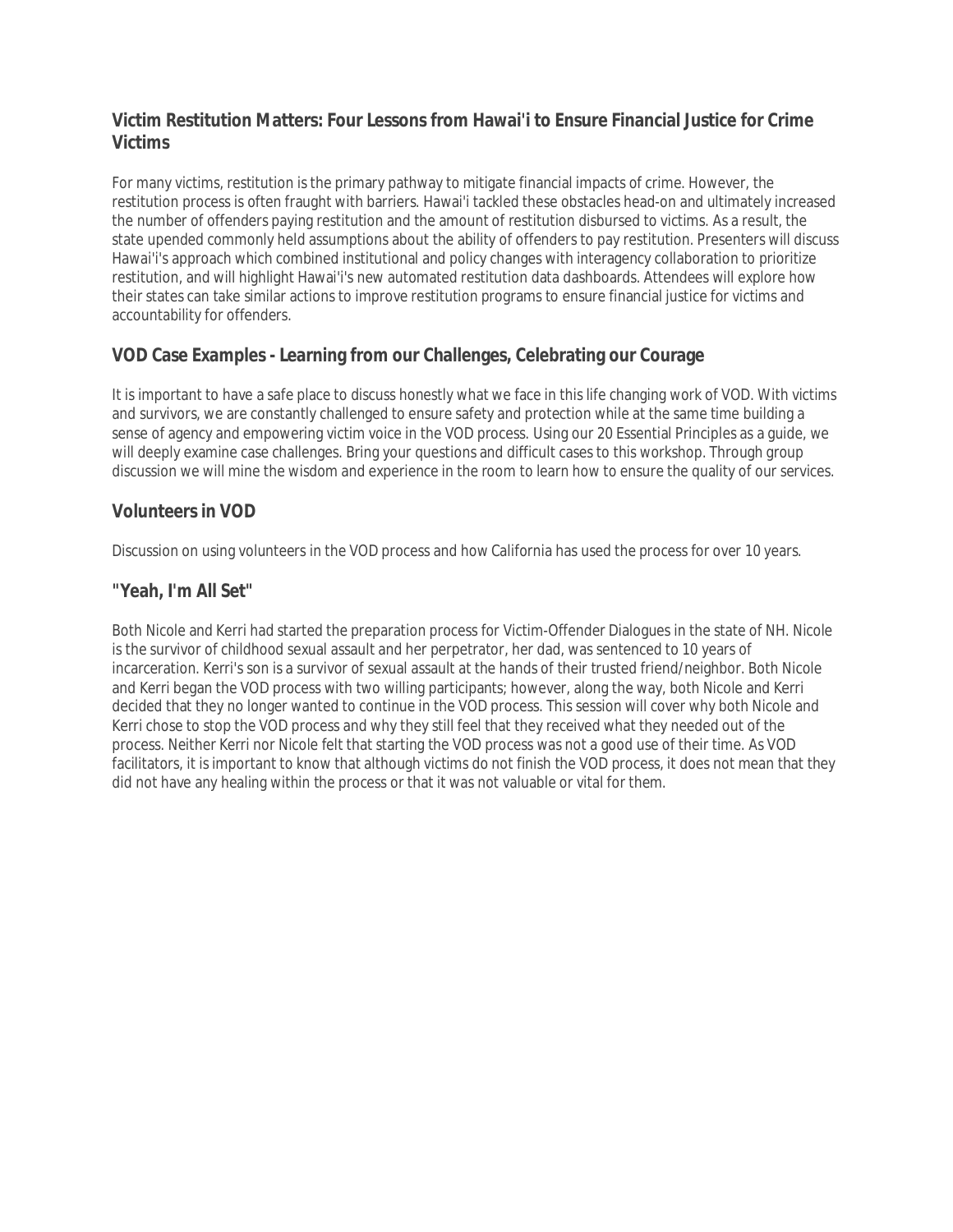### Victim Restitution Matters: Four Lessons from Hawai'i to Ensure Financial Justice for Crime Victims

For many victims, restitution is the primary pathway to mitigate financial impacts of crime. However, the restitution process is often fraught with barriers. Hawai'i tackled these obstacles head-on and ultimately increased the number of offenders paying restitution and the amount of restitution disbursed to victims. As a result, the state upended commonly held assumptions about the ability of offenders to pay restitution. Presenters will discuss Hawai'i's approach which combined institutional and policy changes with interagency collaboration to prioritize restitution, and will highlight Hawai'i's new automated restitution data dashboards. Attendees will explore how their states can take similar actions to improve restitution programs to ensure financial justice for victims and accountability for offenders.

### VOD Case Examples - Learning from our Challenges, Celebrating our Courage

It is important to have a safe place to discuss honestly what we face in this life changing work of VOD. With victims and survivors, we are constantly challenged to ensure safety and protection while at the same time building a sense of agency and empowering victim voice in the VOD process. Using our 20 Essential Principles as a guide, we will deeply examine case challenges. Bring your questions and difficult cases to this workshop. Through group discussion we will mine the wisdom and experience in the room to learn how to ensure the quality of our services.

### Volunteers in VOD

Discussion on using volunteers in the VOD process and how California has used the process for over 10 years.

### "Yeah, I'm All Set"

Both Nicole and Kerri had started the preparation process for Victim-Offender Dialogues in the state of NH. Nicole is the survivor of childhood sexual assault and her perpetrator, her dad, was sentenced to 10 years of incarceration. Kerri's son is a survivor of sexual assault at the hands of their trusted friend/neighbor. Both Nicole and Kerri began the VOD process with two willing participants; however, along the way, both Nicole and Kerri decided that they no longer wanted to continue in the VOD process. This session will cover why both Nicole and Kerri chose to stop the VOD process and why they still feel that they received what they needed out of the process. Neither Kerri nor Nicole felt that starting the VOD process was not a good use of their time. As VOD facilitators, it is important to know that although victims do not finish the VOD process, it does not mean that they did not have any healing within the process or that it was not valuable or vital for them.